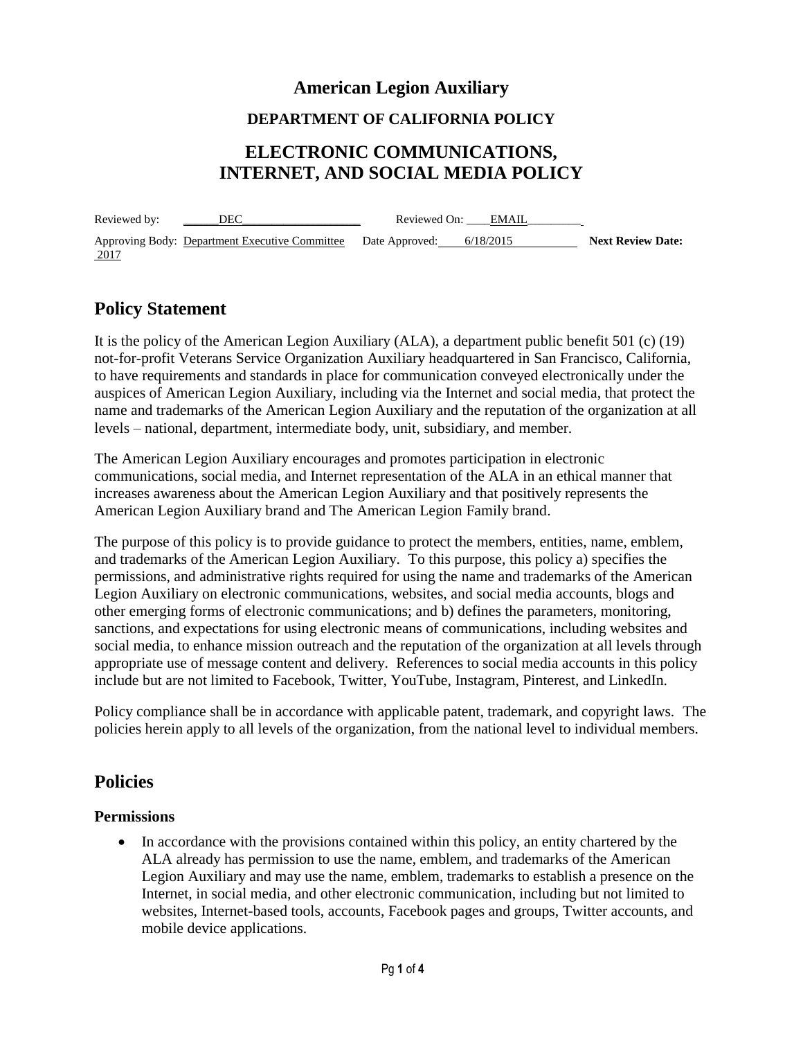# American Legion Auxiliary

## DEPARTMENT OF CALIFORNIA POLICY

## ELECTRONIC COMMUNICATIONS, INTERNET, AND SOCIAL MEDIA POLICY

Reviewed by: DEC Reviewed On: EMAIL

Approving Body: Department Executive Committee Date Approved: 6/18/2015 **Next Review Date:** 2017

## Policy Statement

It is the policy of the American Legion Auxiliary (ALA), a department public benefit 501 (c) (19) not-for-profit Veterans Service Organization Auxiliary headquartered in San Francisco, California, to have requirements and standards in place for communication conveyed electronically under the auspices of American Legion Auxiliary, including via the Internet and social media, that protect the name and trademarks of the American Legion Auxiliary and the reputation of the organization at all levels – national, department, intermediate body, unit, subsidiary, and member.

The American Legion Auxiliary encourages and promotes participation in electronic communications, social media, and Internet representation of the ALA in an ethical manner that increases awareness about the American Legion Auxiliary and that positively represents the American Legion Auxiliary brand and The American Legion Family brand.

The purpose of this policy is to provide guidance to protect the members, entities, name, emblem, and trademarks of the American Legion Auxiliary. To this purpose, this policy a) specifies the permissions, and administrative rights required for using the name and trademarks of the American Legion Auxiliary on electronic communications, websites, and social media accounts, blogs and other emerging forms of electronic communications; and b) defines the parameters, monitoring, sanctions, and expectations for using electronic means of communications, including websites and social media, to enhance mission outreach and the reputation of the organization at all levels through appropriate use of message content and delivery. References to social media accounts in this policy include but are not limited to Facebook, Twitter, YouTube, Instagram, Pinterest, and LinkedIn.

Policy compliance shall be in accordance with applicable patent, trademark, and copyright laws. The policies herein apply to all levels of the organization, from the national level to individual members.

## Policies

### Permissions

- In accordance with the provisions contained within this policy, an entity chartered by the ALA already has permission to use the name, emblem, and trademarks of the American Legion Auxiliary and may use the name, emblem, trademarks to establish a presence on the Internet, in social media, and other electronic communication, including but not limited to websites, Internet-based tools, accounts, Facebook pages and groups, Twitter accounts, and mobile device applications.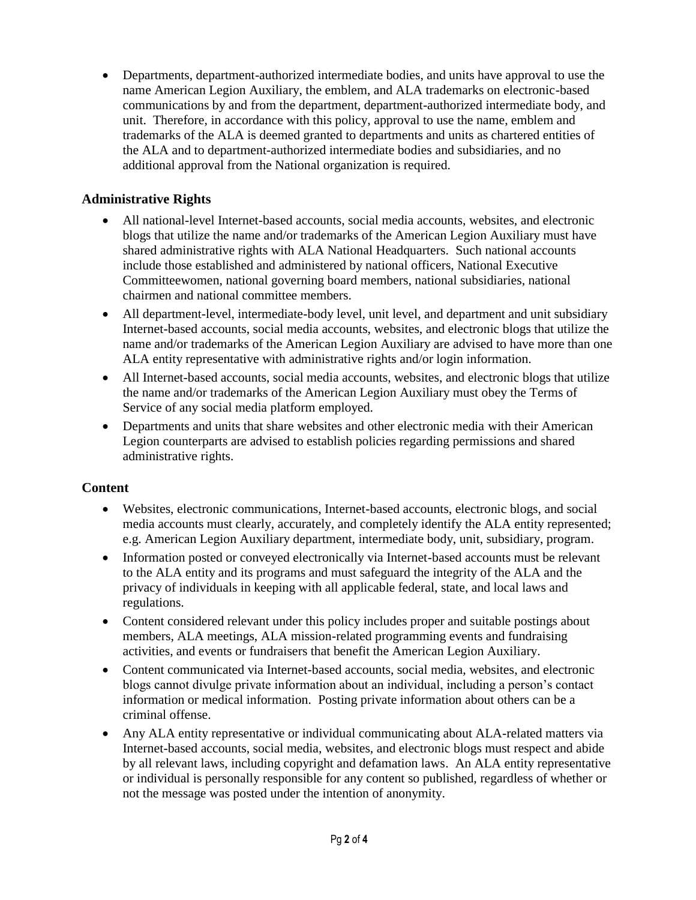- Departments, department-authorized intermediate bodies, and units have approval to use the name American Legion Auxiliary, the emblem, and ALA trademarks on electronic-based communications by and from the department, department-authorized intermediate body, and unit. Therefore, in accordance with this policy, approval to use the name, emblem and trademarks of the ALA is deemed granted to departments and units as chartered entities of the ALA and to department-authorized intermediate bodies and subsidiaries, and no additional approval from the National organization is required.

### Administrative Rights

- All national-level Internet-based accounts, social media accounts, websites, and electronic blogs that utilize the name and/or trademarks of the American Legion Auxiliary must have shared administrative rights with ALA National Headquarters. Such national accounts include those established and administered by national officers, National Executive Committeewomen, national governing board members, national subsidiaries, national chairmen and national committee members.
- All department-level, intermediate-body level, unit level, and department and unit subsidiary Internet-based accounts, social media accounts, websites, and electronic blogs that utilize the name and/or trademarks of the American Legion Auxiliary are advised to have more than one ALA entity representative with administrative rights and/or login information.
- All Internet-based accounts, social media accounts, websites, and electronic blogs that utilize the name and/or trademarks of the American Legion Auxiliary must obey the Terms of Service of any social media platform employed.
- Departments and units that share websites and other electronic media with their American Legion counterparts are advised to establish policies regarding permissions and shared administrative rights.

### Content

- Websites, electronic communications, Internet-based accounts, electronic blogs, and social media accounts must clearly, accurately, and completely identify the ALA entity represented; e.g. American Legion Auxiliary department, intermediate body, unit, subsidiary, program.
- Information posted or conveyed electronically via Internet-based accounts must be relevant to the ALA entity and its programs and must safeguard the integrity of the ALA and the privacy of individuals in keeping with all applicable federal, state, and local laws and regulations.
- Content considered relevant under this policy includes proper and suitable postings about members, ALA meetings, ALA mission-related programming events and fundraising activities, and events or fundraisers that benefit the American Legion Auxiliary.
- Content communicated via Internet-based accounts, social media, websites, and electronic blogs cannot divulge private information about an individual, including a person's contact information or medical information. Posting private information about others can be a criminal offense.
- Any ALA entity representative or individual communicating about ALA-related matters via Internet-based accounts, social media, websites, and electronic blogs must respect and abide by all relevant laws, including copyright and defamation laws. An ALA entity representative or individual is personally responsible for any content so published, regardless of whether or not the message was posted under the intention of anonymity.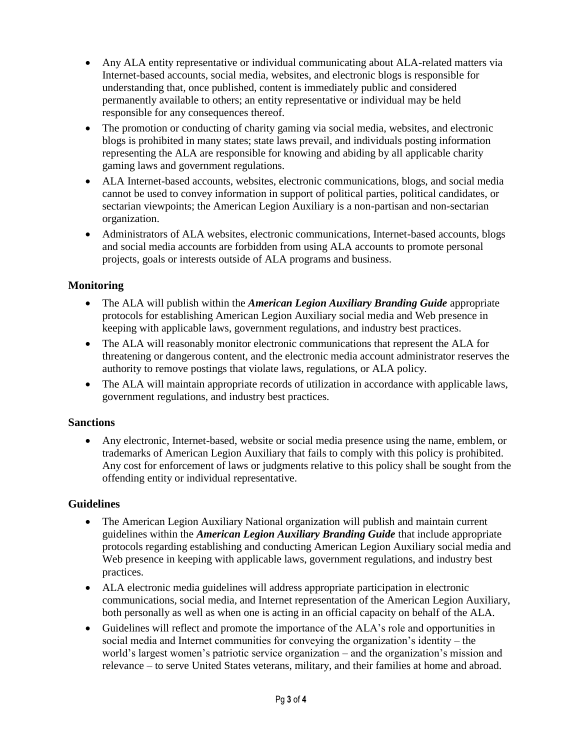- Any ALA entity representative or individual communicating about ALA-related matters via Internet-based accounts, social media, websites, and electronic blogs is responsible for understanding that, once published, content is immediately public and considered permanently available to others; an entity representative or individual may be held responsible for any consequences thereof.
- The promotion or conducting of charity gaming via social media, websites, and electronic blogs is prohibited in many states; state laws prevail, and individuals posting information representing the ALA are responsible for knowing and abiding by all applicable charity gaming laws and government regulations.
- ALA Internet-based accounts, websites, electronic communications, blogs, and social media cannot be used to convey information in support of political parties, political candidates, or sectarian viewpoints; the American Legion Auxiliary is a non-partisan and non-sectarian organization.
- Administrators of ALA websites, electronic communications, Internet-based accounts, blogs and social media accounts are forbidden from using ALA accounts to promote personal projects, goals or interests outside of ALA programs and business.

### Monitoring

- The ALA will publish within the ***American Legion Auxiliary Branding Guide*** appropriate protocols for establishing American Legion Auxiliary social media and Web presence in keeping with applicable laws, government regulations, and industry best practices.
- The ALA will reasonably monitor electronic communications that represent the ALA for threatening or dangerous content, and the electronic media account administrator reserves the authority to remove postings that violate laws, regulations, or ALA policy.
- The ALA will maintain appropriate records of utilization in accordance with applicable laws, government regulations, and industry best practices.

### Sanctions

- Any electronic, Internet-based, website or social media presence using the name, emblem, or trademarks of American Legion Auxiliary that fails to comply with this policy is prohibited. Any cost for enforcement of laws or judgments relative to this policy shall be sought from the offending entity or individual representative.

### Guidelines

- The American Legion Auxiliary National organization will publish and maintain current guidelines within the ***American Legion Auxiliary Branding Guide*** that include appropriate protocols regarding establishing and conducting American Legion Auxiliary social media and Web presence in keeping with applicable laws, government regulations, and industry best practices.
- ALA electronic media guidelines will address appropriate participation in electronic communications, social media, and Internet representation of the American Legion Auxiliary, both personally as well as when one is acting in an official capacity on behalf of the ALA.
- Guidelines will reflect and promote the importance of the ALA's role and opportunities in social media and Internet communities for conveying the organization's identity – the world's largest women's patriotic service organization – and the organization's mission and relevance – to serve United States veterans, military, and their families at home and abroad.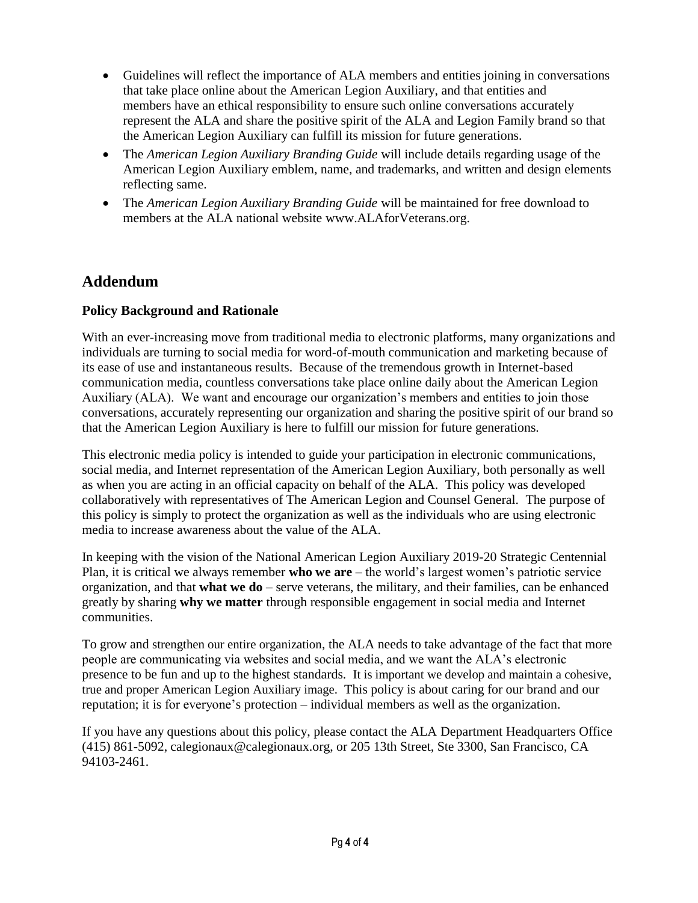- Guidelines will reflect the importance of ALA members and entities joining in conversations that take place online about the American Legion Auxiliary, and that entities and members have an ethical responsibility to ensure such online conversations accurately represent the ALA and share the positive spirit of the ALA and Legion Family brand so that the American Legion Auxiliary can fulfill its mission for future generations.
- The *American Legion Auxiliary Branding Guide* will include details regarding usage of the American Legion Auxiliary emblem, name, and trademarks, and written and design elements reflecting same.
- The *American Legion Auxiliary Branding Guide* will be maintained for free download to members at the ALA national website www.ALAforVeterans.org.

## Addendum

### Policy Background and Rationale

With an ever-increasing move from traditional media to electronic platforms, many organizations and individuals are turning to social media for word-of-mouth communication and marketing because of its ease of use and instantaneous results. Because of the tremendous growth in Internet-based communication media, countless conversations take place online daily about the American Legion Auxiliary (ALA). We want and encourage our organization's members and entities to join those conversations, accurately representing our organization and sharing the positive spirit of our brand so that the American Legion Auxiliary is here to fulfill our mission for future generations.

This electronic media policy is intended to guide your participation in electronic communications, social media, and Internet representation of the American Legion Auxiliary, both personally as well as when you are acting in an official capacity on behalf of the ALA. This policy was developed collaboratively with representatives of The American Legion and Counsel General. The purpose of this policy is simply to protect the organization as well as the individuals who are using electronic media to increase awareness about the value of the ALA.

In keeping with the vision of the National American Legion Auxiliary 2019-20 Strategic Centennial Plan, it is critical we always remember **who we are** – the world's largest women's patriotic service organization, and that **what we do** – serve veterans, the military, and their families, can be enhanced greatly by sharing **why we matter** through responsible engagement in social media and Internet communities.

To grow and strengthen our entire organization, the ALA needs to take advantage of the fact that more people are communicating via websites and social media, and we want the ALA's electronic presence to be fun and up to the highest standards. It is important we develop and maintain a cohesive, true and proper American Legion Auxiliary image. This policy is about caring for our brand and our reputation; it is for everyone's protection – individual members as well as the organization.

If you have any questions about this policy, please contact the ALA Department Headquarters Office (415) 861-5092, calegionaux@calegionaux.org, or 205 13th Street, Ste 3300, San Francisco, CA 94103-2461.